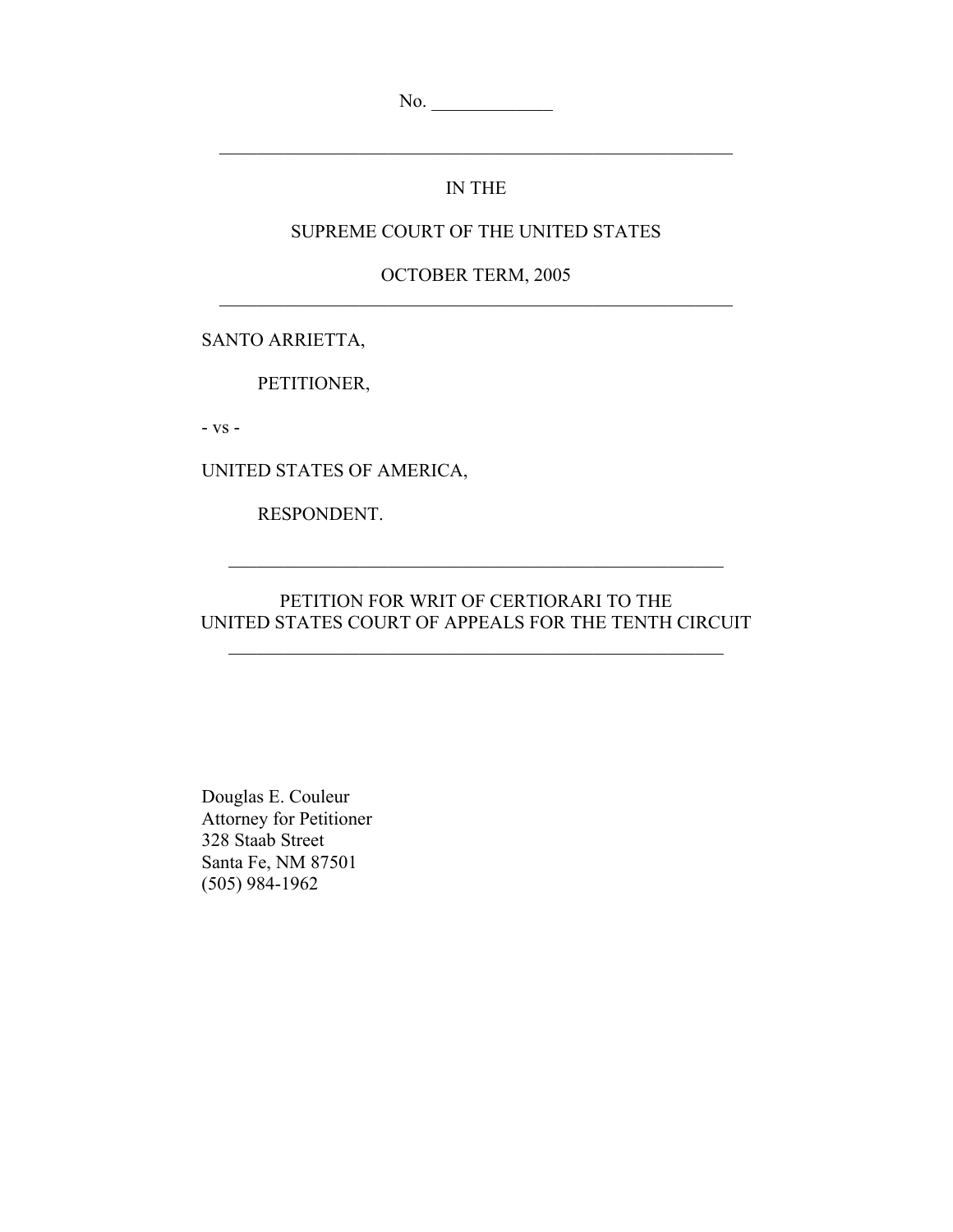No. _____________

---

IN THE

SUPREME COURT OF THE UNITED STATES

OCTOBER TERM, 2005

---

SANTO ARRIETTA,

PETITIONER,

- vs -

UNITED STATES OF AMERICA,

RESPONDENT.

---

PETITION FOR WRIT OF CERTIORARI TO THE
UNITED STATES COURT OF APPEALS FOR THE TENTH CIRCUIT

---

Douglas E. Couleur
Attorney for Petitioner
328 Staab Street
Santa Fe, NM 87501
(505) 984-1962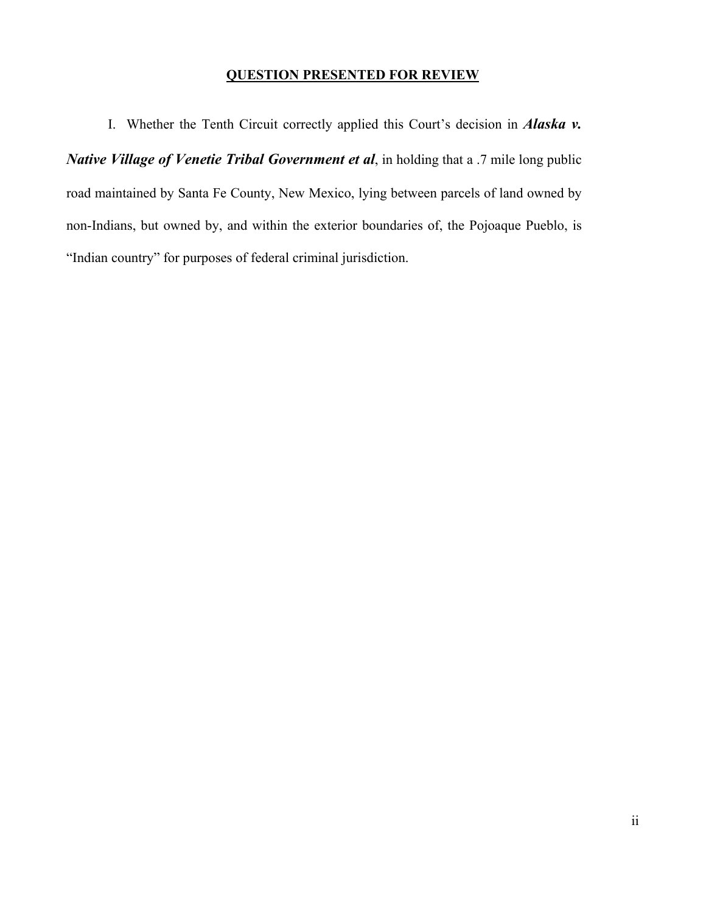## QUESTION PRESENTED FOR REVIEW

I. Whether the Tenth Circuit correctly applied this Court's decision in ***Alaska v. Native Village of Venetie Tribal Government et al***, in holding that a .7 mile long public road maintained by Santa Fe County, New Mexico, lying between parcels of land owned by non-Indians, but owned by, and within the exterior boundaries of, the Pojoaque Pueblo, is "Indian country" for purposes of federal criminal jurisdiction.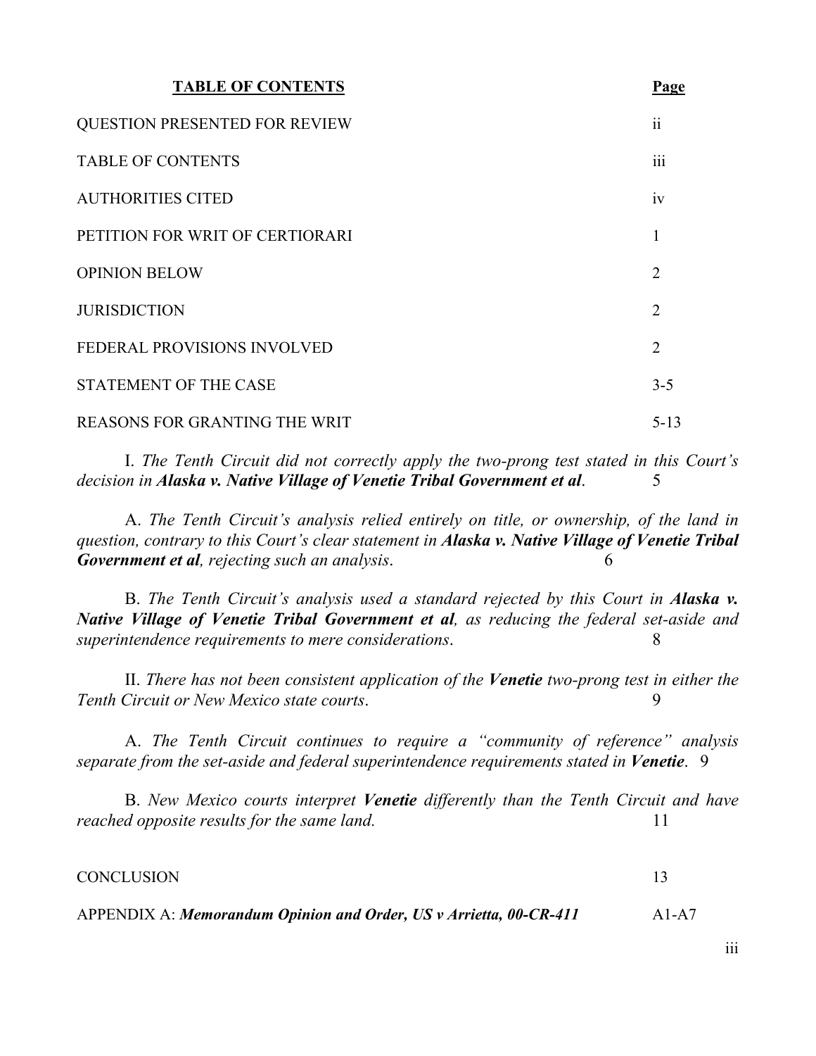| **TABLE OF CONTENTS** | **Page** |
|---|---|
| QUESTION PRESENTED FOR REVIEW | ii |
| TABLE OF CONTENTS | iii |
| AUTHORITIES CITED | iv |
| PETITION FOR WRIT OF CERTIORARI | 1 |
| OPINION BELOW | 2 |
| JURISDICTION | 2 |
| FEDERAL PROVISIONS INVOLVED | 2 |
| STATEMENT OF THE CASE | 3-5 |
| REASONS FOR GRANTING THE WRIT | 5-13 |

I. *The Tenth Circuit did not correctly apply the two-prong test stated in this Court's decision in* ***Alaska v. Native Village of Venetie Tribal Government et al***. 5

A. *The Tenth Circuit's analysis relied entirely on title, or ownership, of the land in question, contrary to this Court's clear statement in* ***Alaska v. Native Village of Venetie Tribal Government et al****, rejecting such an analysis*. 6

B. *The Tenth Circuit's analysis used a standard rejected by this Court in* ***Alaska v. Native Village of Venetie Tribal Government et al****, as reducing the federal set-aside and superintendence requirements to mere considerations*. 8

II. *There has not been consistent application of the* ***Venetie*** *two-prong test in either the Tenth Circuit or New Mexico state courts*. 9

A. *The Tenth Circuit continues to require a "community of reference" analysis separate from the set-aside and federal superintendence requirements stated in* ***Venetie***. 9

B. *New Mexico courts interpret* ***Venetie*** *differently than the Tenth Circuit and have reached opposite results for the same land.* 11

| | |
|---|---|
| CONCLUSION | 13 |
| APPENDIX A: ***Memorandum Opinion and Order, US v Arrietta, 00-CR-411*** | A1-A7 |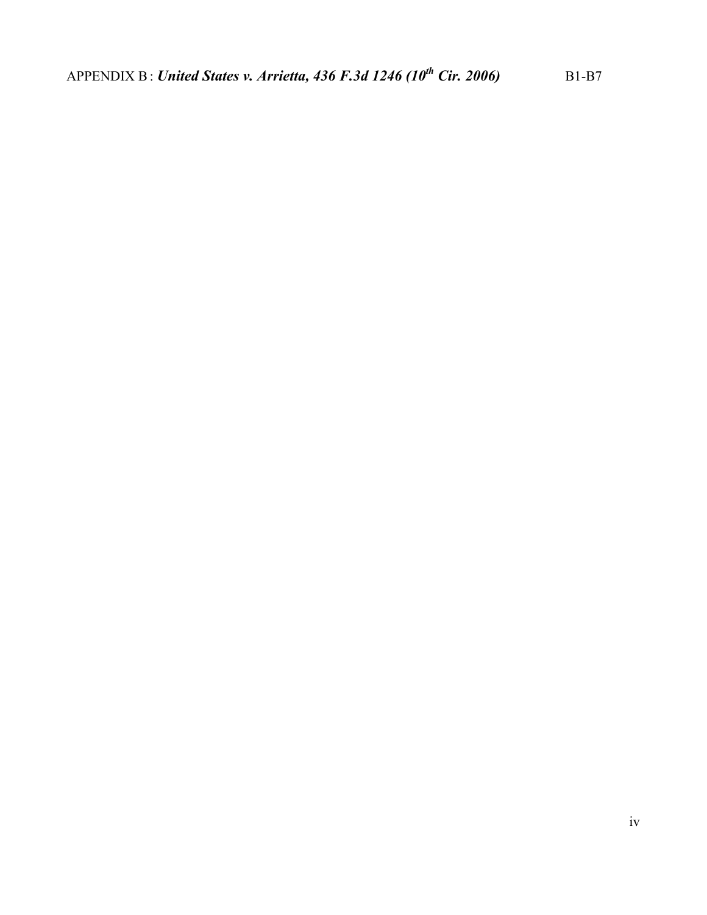APPENDIX B : ***United States v. Arrietta, 436 F.3d 1246 (10th Cir. 2006)*** B1-B7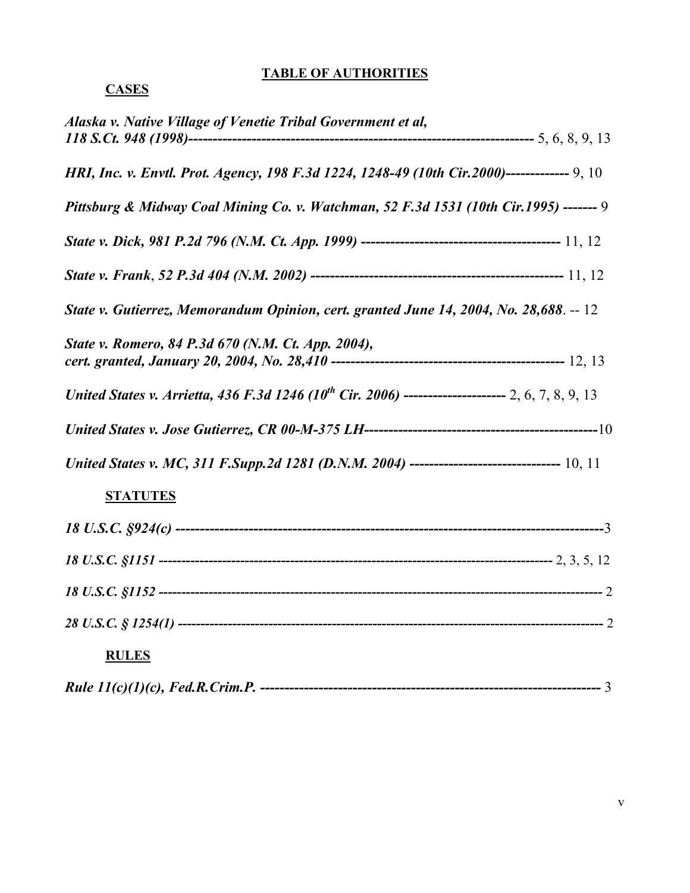# TABLE OF AUTHORITIES

## CASES

***Alaska v. Native Village of Venetie Tribal Government et al, 118 S.Ct. 948 (1998)***-------------------------------------------------------------------- 5, 6, 8, 9, 13

***HRI, Inc. v. Envtl. Prot. Agency, 198 F.3d 1224, 1248-49 (10th Cir.2000)***------------- 9, 10

***Pittsburg & Midway Coal Mining Co. v. Watchman, 52 F.3d 1531 (10th Cir.1995)*** ------- 9

***State v. Dick, 981 P.2d 796 (N.M. Ct. App. 1999)*** ----------------------------------------- 11, 12

***State v. Frank, 52 P.3d 404 (N.M. 2002)*** --------------------------------------------------- 11, 12

***State v. Gutierrez, Memorandum Opinion, cert. granted June 14, 2004, No. 28,688***. -- 12

***State v. Romero, 84 P.3d 670 (N.M. Ct. App. 2004), cert. granted, January 20, 2004, No. 28,410*** ------------------------------------------------ 12, 13

***United States v. Arrietta, 436 F.3d 1246 (10th Cir. 2006)*** --------------------- 2, 6, 7, 8, 9, 13

***United States v. Jose Gutierrez, CR 00-M-375 LH***------------------------------------------------10

***United States v. MC, 311 F.Supp.2d 1281 (D.N.M. 2004)*** ------------------------------- 10, 11

## STATUTES

***18 U.S.C. §924(c)*** -----------------------------------------------------------------------------------------3

***18 U.S.C. §1151*** ------------------------------------------------------------------------------------ 2, 3, 5, 12

***18 U.S.C. §1152*** ---------------------------------------------------------------------------------------------- 2

***28 U.S.C. § 1254(1)*** ------------------------------------------------------------------------------------------ 2

## RULES

***Rule 11(c)(1)(c), Fed.R.Crim.P.*** ---------------------------------------------------------------------- 3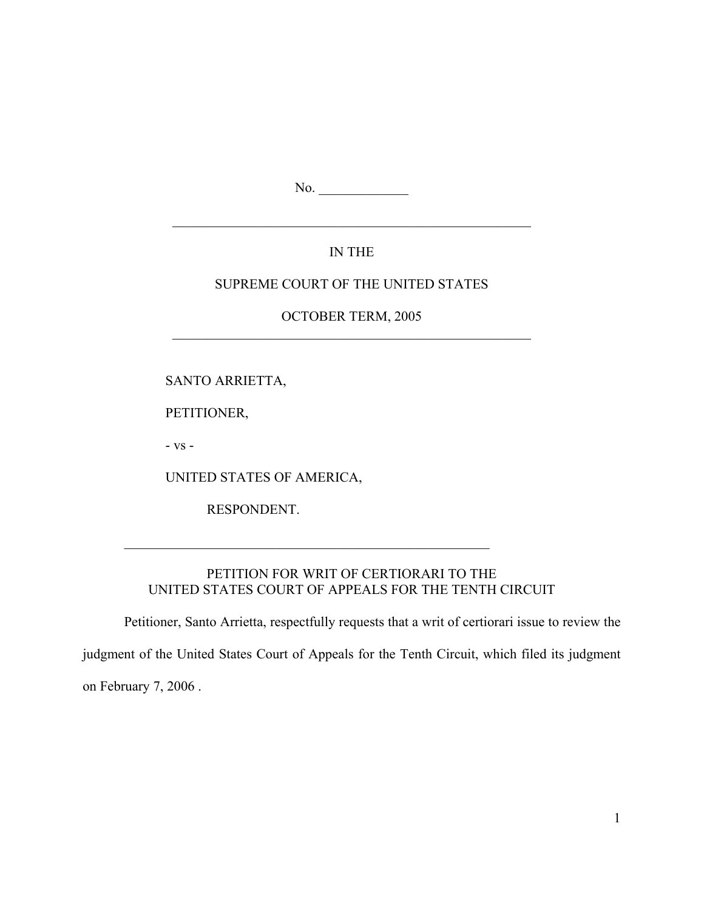No. _____________

---

IN THE

SUPREME COURT OF THE UNITED STATES

OCTOBER TERM, 2005

---

SANTO ARRIETTA,

PETITIONER,

- vs -

UNITED STATES OF AMERICA,

RESPONDENT.

---

PETITION FOR WRIT OF CERTIORARI TO THE
UNITED STATES COURT OF APPEALS FOR THE TENTH CIRCUIT

Petitioner, Santo Arrietta, respectfully requests that a writ of certiorari issue to review the judgment of the United States Court of Appeals for the Tenth Circuit, which filed its judgment on February 7, 2006 .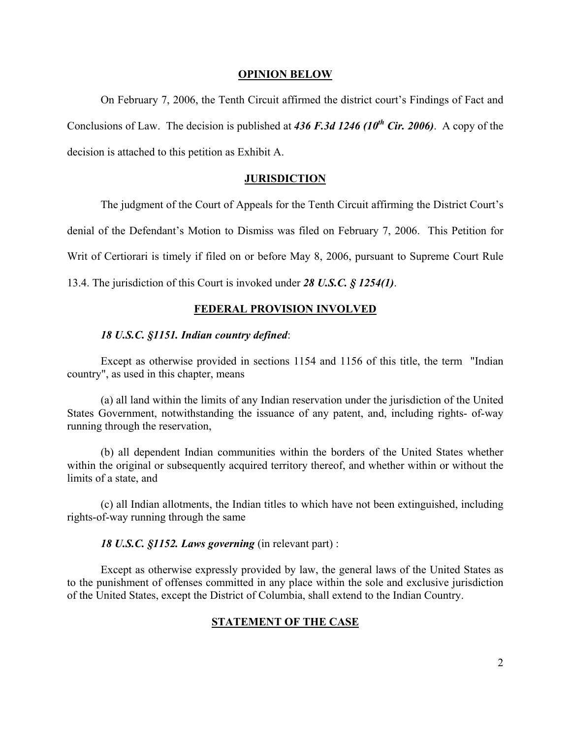## OPINION BELOW

On February 7, 2006, the Tenth Circuit affirmed the district court's Findings of Fact and Conclusions of Law. The decision is published at ***436 F.3d 1246 (10th Cir. 2006)***. A copy of the decision is attached to this petition as Exhibit A.

## JURISDICTION

The judgment of the Court of Appeals for the Tenth Circuit affirming the District Court's denial of the Defendant's Motion to Dismiss was filed on February 7, 2006. This Petition for Writ of Certiorari is timely if filed on or before May 8, 2006, pursuant to Supreme Court Rule 13.4. The jurisdiction of this Court is invoked under ***28 U.S.C. § 1254(1)***.

## FEDERAL PROVISION INVOLVED

***18 U.S.C. §1151. Indian country defined***:

Except as otherwise provided in sections 1154 and 1156 of this title, the term "Indian country", as used in this chapter, means

(a) all land within the limits of any Indian reservation under the jurisdiction of the United States Government, notwithstanding the issuance of any patent, and, including rights- of-way running through the reservation,

(b) all dependent Indian communities within the borders of the United States whether within the original or subsequently acquired territory thereof, and whether within or without the limits of a state, and

(c) all Indian allotments, the Indian titles to which have not been extinguished, including rights-of-way running through the same

***18 U.S.C. §1152. Laws governing*** (in relevant part) :

Except as otherwise expressly provided by law, the general laws of the United States as to the punishment of offenses committed in any place within the sole and exclusive jurisdiction of the United States, except the District of Columbia, shall extend to the Indian Country.

## STATEMENT OF THE CASE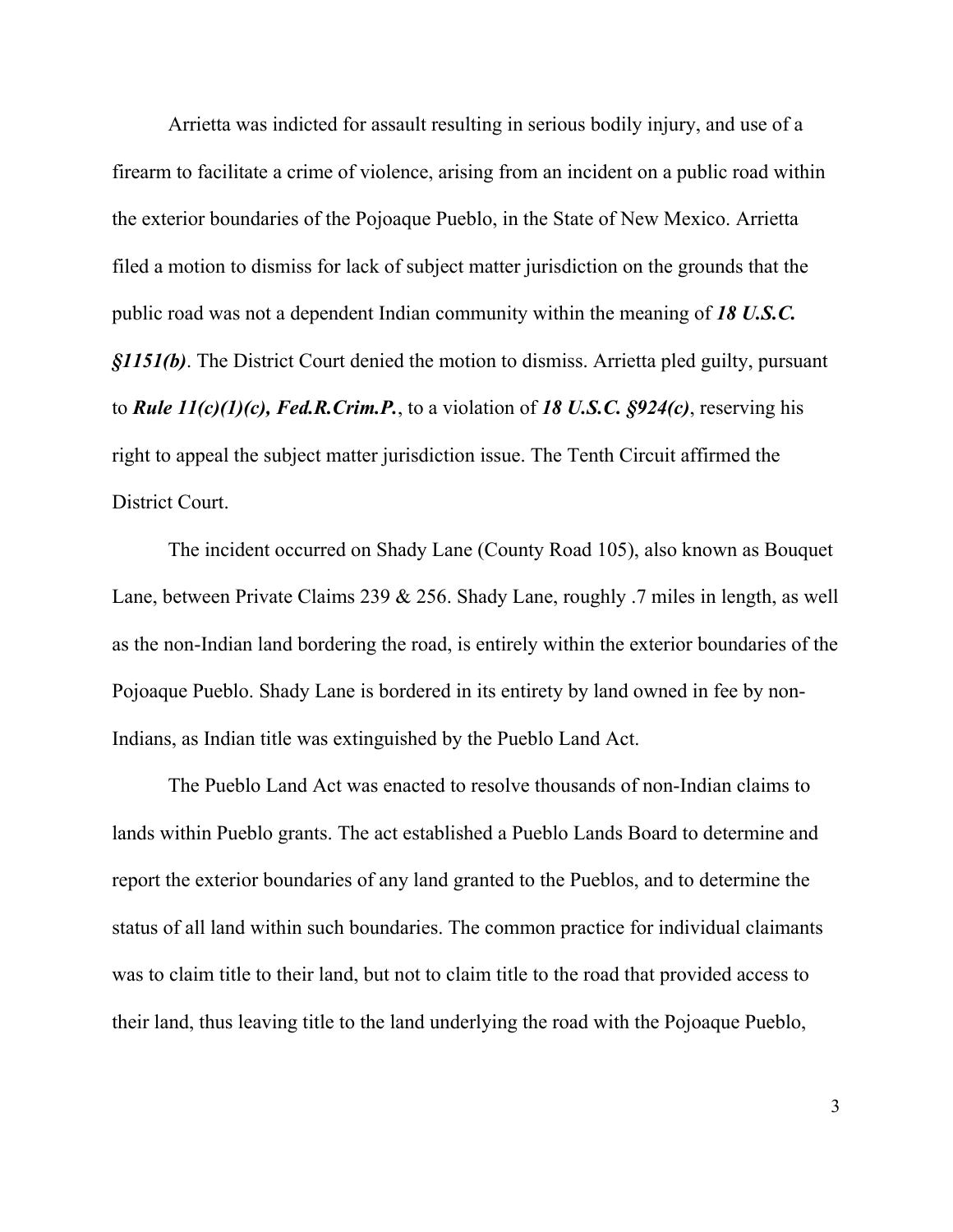Arrietta was indicted for assault resulting in serious bodily injury, and use of a firearm to facilitate a crime of violence, arising from an incident on a public road within the exterior boundaries of the Pojoaque Pueblo, in the State of New Mexico. Arrietta filed a motion to dismiss for lack of subject matter jurisdiction on the grounds that the public road was not a dependent Indian community within the meaning of ***18 U.S.C. §1151(b)***. The District Court denied the motion to dismiss. Arrietta pled guilty, pursuant to ***Rule 11(c)(1)(c), Fed.R.Crim.P.***, to a violation of ***18 U.S.C. §924(c)***, reserving his right to appeal the subject matter jurisdiction issue. The Tenth Circuit affirmed the District Court.

The incident occurred on Shady Lane (County Road 105), also known as Bouquet Lane, between Private Claims 239 & 256. Shady Lane, roughly .7 miles in length, as well as the non-Indian land bordering the road, is entirely within the exterior boundaries of the Pojoaque Pueblo. Shady Lane is bordered in its entirety by land owned in fee by non-Indians, as Indian title was extinguished by the Pueblo Land Act.

The Pueblo Land Act was enacted to resolve thousands of non-Indian claims to lands within Pueblo grants. The act established a Pueblo Lands Board to determine and report the exterior boundaries of any land granted to the Pueblos, and to determine the status of all land within such boundaries. The common practice for individual claimants was to claim title to their land, but not to claim title to the road that provided access to their land, thus leaving title to the land underlying the road with the Pojoaque Pueblo,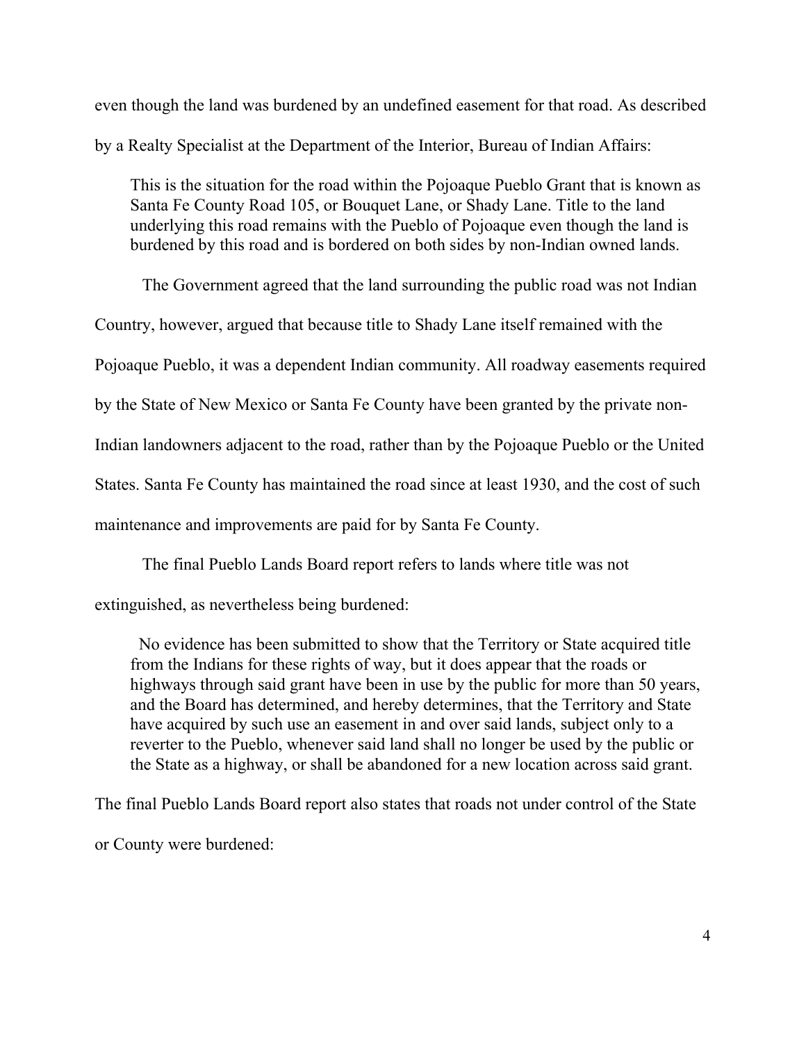even though the land was burdened by an undefined easement for that road. As described by a Realty Specialist at the Department of the Interior, Bureau of Indian Affairs:

> This is the situation for the road within the Pojoaque Pueblo Grant that is known as Santa Fe County Road 105, or Bouquet Lane, or Shady Lane. Title to the land underlying this road remains with the Pueblo of Pojoaque even though the land is burdened by this road and is bordered on both sides by non-Indian owned lands.

The Government agreed that the land surrounding the public road was not Indian Country, however, argued that because title to Shady Lane itself remained with the Pojoaque Pueblo, it was a dependent Indian community. All roadway easements required by the State of New Mexico or Santa Fe County have been granted by the private non-Indian landowners adjacent to the road, rather than by the Pojoaque Pueblo or the United States. Santa Fe County has maintained the road since at least 1930, and the cost of such maintenance and improvements are paid for by Santa Fe County.

The final Pueblo Lands Board report refers to lands where title was not extinguished, as nevertheless being burdened:

> No evidence has been submitted to show that the Territory or State acquired title from the Indians for these rights of way, but it does appear that the roads or highways through said grant have been in use by the public for more than 50 years, and the Board has determined, and hereby determines, that the Territory and State have acquired by such use an easement in and over said lands, subject only to a reverter to the Pueblo, whenever said land shall no longer be used by the public or the State as a highway, or shall be abandoned for a new location across said grant.

The final Pueblo Lands Board report also states that roads not under control of the State or County were burdened: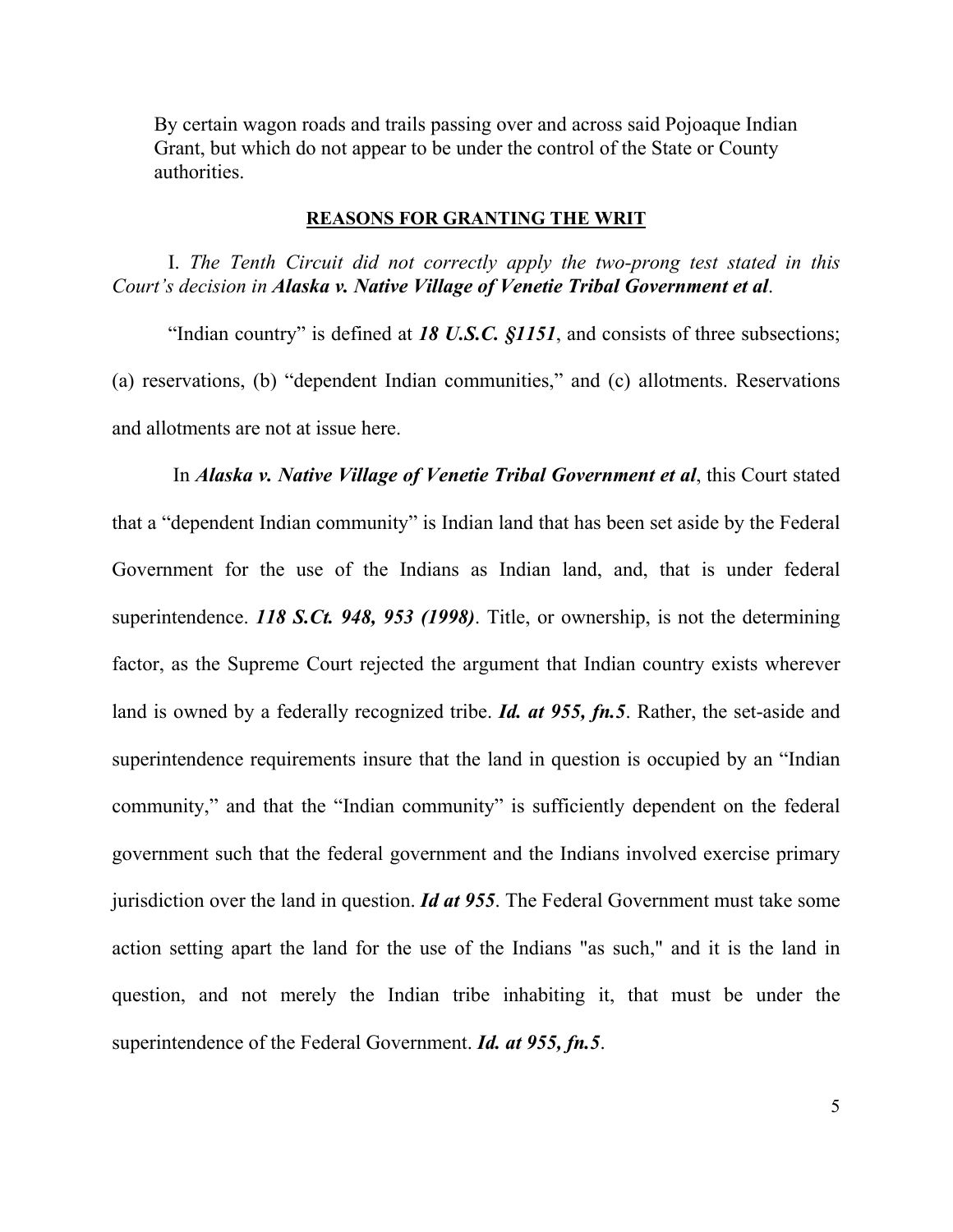By certain wagon roads and trails passing over and across said Pojoaque Indian Grant, but which do not appear to be under the control of the State or County authorities.

## REASONS FOR GRANTING THE WRIT

I. *The Tenth Circuit did not correctly apply the two-prong test stated in this Court's decision in **Alaska v. Native Village of Venetie Tribal Government et al**.*

"Indian country" is defined at ***18 U.S.C. §1151***, and consists of three subsections; (a) reservations, (b) "dependent Indian communities," and (c) allotments. Reservations and allotments are not at issue here.

In ***Alaska v. Native Village of Venetie Tribal Government et al***, this Court stated that a "dependent Indian community" is Indian land that has been set aside by the Federal Government for the use of the Indians as Indian land, and, that is under federal superintendence. ***118 S.Ct. 948, 953 (1998)***. Title, or ownership, is not the determining factor, as the Supreme Court rejected the argument that Indian country exists wherever land is owned by a federally recognized tribe. ***Id. at 955, fn.5***. Rather, the set-aside and superintendence requirements insure that the land in question is occupied by an "Indian community," and that the "Indian community" is sufficiently dependent on the federal government such that the federal government and the Indians involved exercise primary jurisdiction over the land in question. ***Id at 955***. The Federal Government must take some action setting apart the land for the use of the Indians "as such," and it is the land in question, and not merely the Indian tribe inhabiting it, that must be under the superintendence of the Federal Government. ***Id. at 955, fn.5***.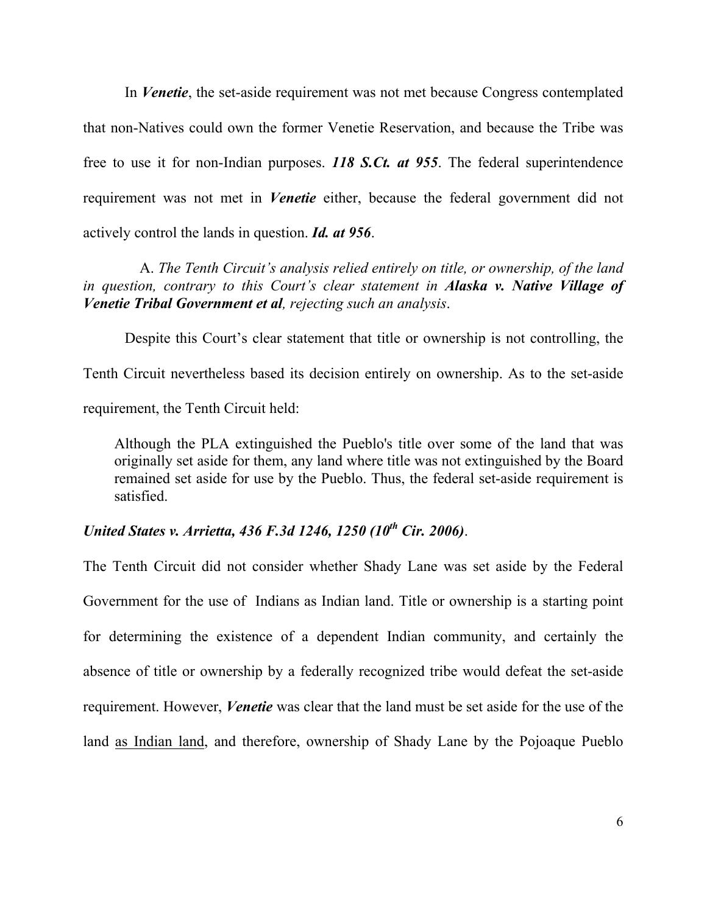In ***Venetie***, the set-aside requirement was not met because Congress contemplated that non-Natives could own the former Venetie Reservation, and because the Tribe was free to use it for non-Indian purposes. ***118 S.Ct. at 955***. The federal superintendence requirement was not met in ***Venetie*** either, because the federal government did not actively control the lands in question. ***Id. at 956***.

A. *The Tenth Circuit's analysis relied entirely on title, or ownership, of the land in question, contrary to this Court's clear statement in **Alaska v. Native Village of Venetie Tribal Government et al**, rejecting such an analysis*.

Despite this Court's clear statement that title or ownership is not controlling, the Tenth Circuit nevertheless based its decision entirely on ownership. As to the set-aside requirement, the Tenth Circuit held:

> Although the PLA extinguished the Pueblo's title over some of the land that was originally set aside for them, any land where title was not extinguished by the Board remained set aside for use by the Pueblo. Thus, the federal set-aside requirement is satisfied.

***United States v. Arrietta, 436 F.3d 1246, 1250 (10th Cir. 2006)***.

The Tenth Circuit did not consider whether Shady Lane was set aside by the Federal Government for the use of Indians as Indian land. Title or ownership is a starting point for determining the existence of a dependent Indian community, and certainly the absence of title or ownership by a federally recognized tribe would defeat the set-aside requirement. However, ***Venetie*** was clear that the land must be set aside for the use of the land as Indian land, and therefore, ownership of Shady Lane by the Pojoaque Pueblo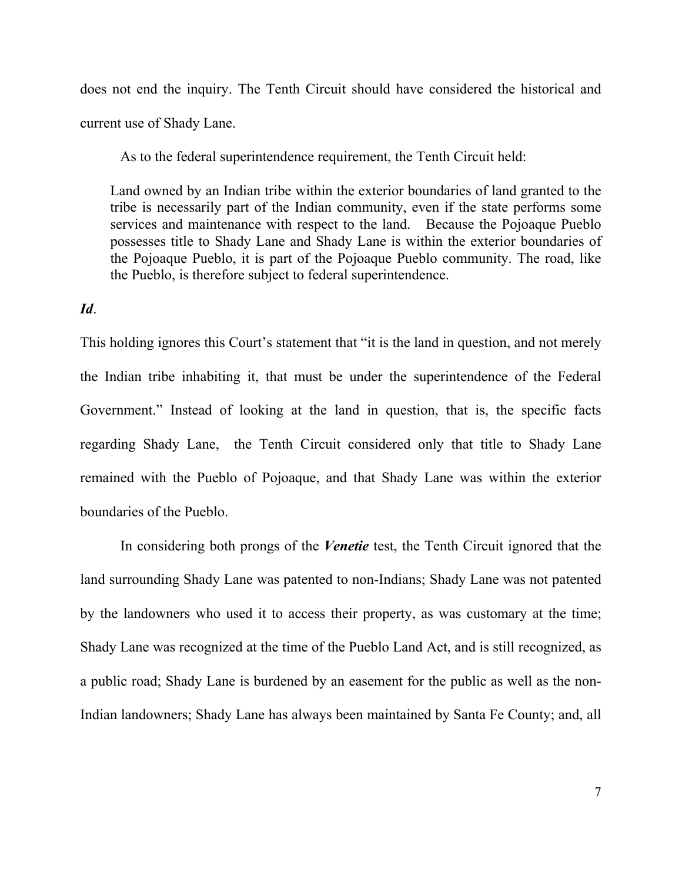does not end the inquiry. The Tenth Circuit should have considered the historical and current use of Shady Lane.

As to the federal superintendence requirement, the Tenth Circuit held:

> Land owned by an Indian tribe within the exterior boundaries of land granted to the tribe is necessarily part of the Indian community, even if the state performs some services and maintenance with respect to the land. Because the Pojoaque Pueblo possesses title to Shady Lane and Shady Lane is within the exterior boundaries of the Pojoaque Pueblo, it is part of the Pojoaque Pueblo community. The road, like the Pueblo, is therefore subject to federal superintendence.

***Id***.

This holding ignores this Court's statement that "it is the land in question, and not merely the Indian tribe inhabiting it, that must be under the superintendence of the Federal Government." Instead of looking at the land in question, that is, the specific facts regarding Shady Lane, the Tenth Circuit considered only that title to Shady Lane remained with the Pueblo of Pojoaque, and that Shady Lane was within the exterior boundaries of the Pueblo.

In considering both prongs of the ***Venetie*** test, the Tenth Circuit ignored that the land surrounding Shady Lane was patented to non-Indians; Shady Lane was not patented by the landowners who used it to access their property, as was customary at the time; Shady Lane was recognized at the time of the Pueblo Land Act, and is still recognized, as a public road; Shady Lane is burdened by an easement for the public as well as the non-Indian landowners; Shady Lane has always been maintained by Santa Fe County; and, all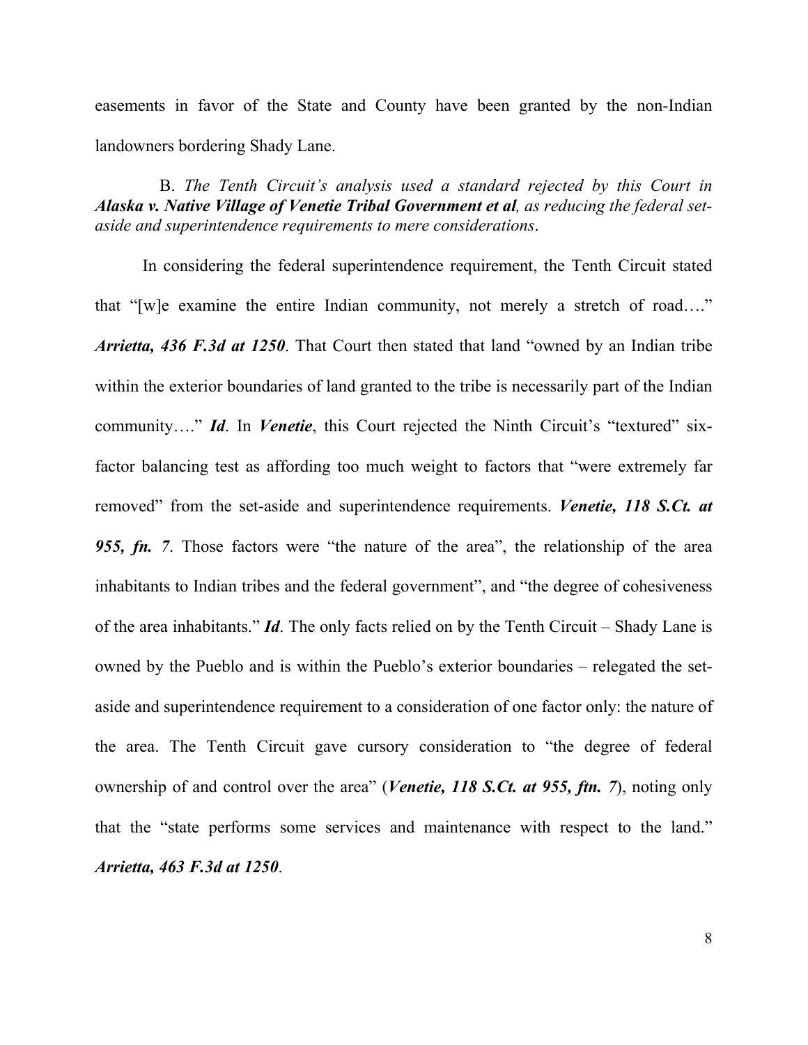easements in favor of the State and County have been granted by the non-Indian landowners bordering Shady Lane.

B. *The Tenth Circuit's analysis used a standard rejected by this Court in* ***Alaska v. Native Village of Venetie Tribal Government et al****, as reducing the federal set-aside and superintendence requirements to mere considerations*.

In considering the federal superintendence requirement, the Tenth Circuit stated that "[w]e examine the entire Indian community, not merely a stretch of road…." ***Arrietta, 436 F.3d at 1250***. That Court then stated that land "owned by an Indian tribe within the exterior boundaries of land granted to the tribe is necessarily part of the Indian community…." ***Id***. In ***Venetie***, this Court rejected the Ninth Circuit's "textured" six-factor balancing test as affording too much weight to factors that "were extremely far removed" from the set-aside and superintendence requirements. ***Venetie, 118 S.Ct. at 955, fn. 7***. Those factors were "the nature of the area", the relationship of the area inhabitants to Indian tribes and the federal government", and "the degree of cohesiveness of the area inhabitants." ***Id***. The only facts relied on by the Tenth Circuit – Shady Lane is owned by the Pueblo and is within the Pueblo's exterior boundaries – relegated the set-aside and superintendence requirement to a consideration of one factor only: the nature of the area. The Tenth Circuit gave cursory consideration to "the degree of federal ownership of and control over the area" (***Venetie, 118 S.Ct. at 955, ftn. 7***), noting only that the "state performs some services and maintenance with respect to the land." ***Arrietta, 463 F.3d at 1250***.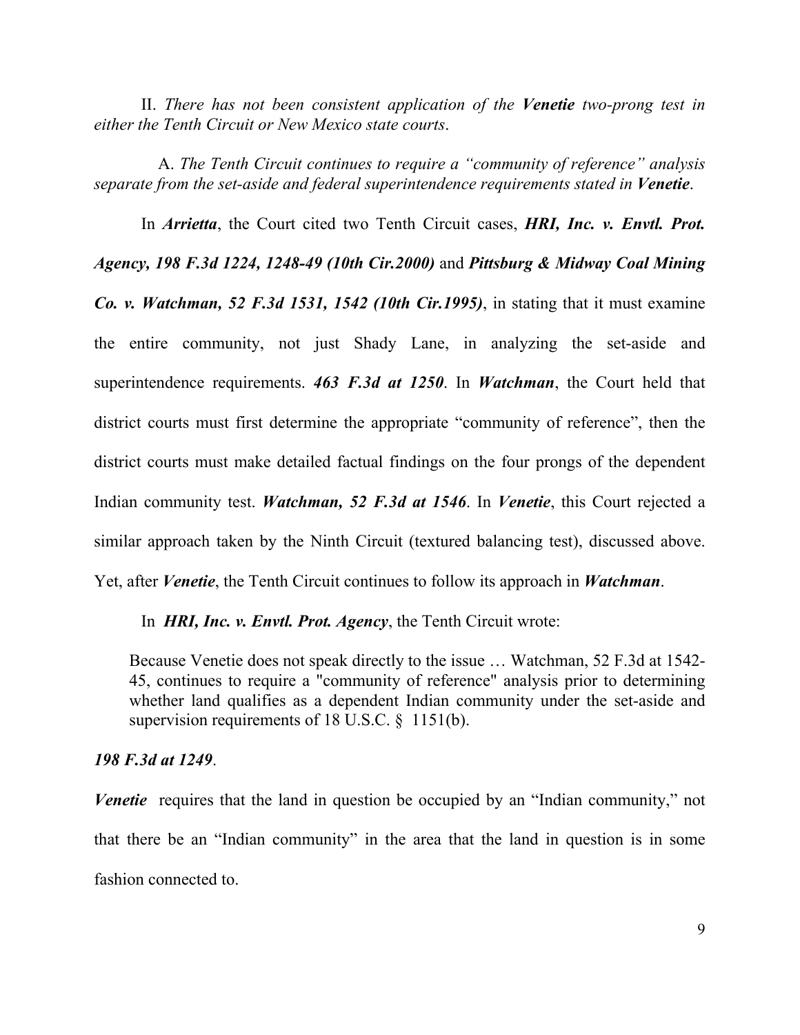II. *There has not been consistent application of the **Venetie** two-prong test in either the Tenth Circuit or New Mexico state courts*.

A. *The Tenth Circuit continues to require a "community of reference" analysis separate from the set-aside and federal superintendence requirements stated in **Venetie***.

In ***Arrietta***, the Court cited two Tenth Circuit cases, ***HRI, Inc. v. Envtl. Prot. Agency, 198 F.3d 1224, 1248-49 (10th Cir.2000)*** and ***Pittsburg & Midway Coal Mining Co. v. Watchman, 52 F.3d 1531, 1542 (10th Cir.1995)***, in stating that it must examine the entire community, not just Shady Lane, in analyzing the set-aside and superintendence requirements. ***463 F.3d at 1250***. In ***Watchman***, the Court held that district courts must first determine the appropriate "community of reference", then the district courts must make detailed factual findings on the four prongs of the dependent Indian community test. ***Watchman, 52 F.3d at 1546***. In ***Venetie***, this Court rejected a similar approach taken by the Ninth Circuit (textured balancing test), discussed above. Yet, after ***Venetie***, the Tenth Circuit continues to follow its approach in ***Watchman***.

In ***HRI, Inc. v. Envtl. Prot. Agency***, the Tenth Circuit wrote:

> Because Venetie does not speak directly to the issue … Watchman, 52 F.3d at 1542-45, continues to require a "community of reference" analysis prior to determining whether land qualifies as a dependent Indian community under the set-aside and supervision requirements of 18 U.S.C. § 1151(b).

***198 F.3d at 1249***.

***Venetie*** requires that the land in question be occupied by an "Indian community," not that there be an "Indian community" in the area that the land in question is in some fashion connected to.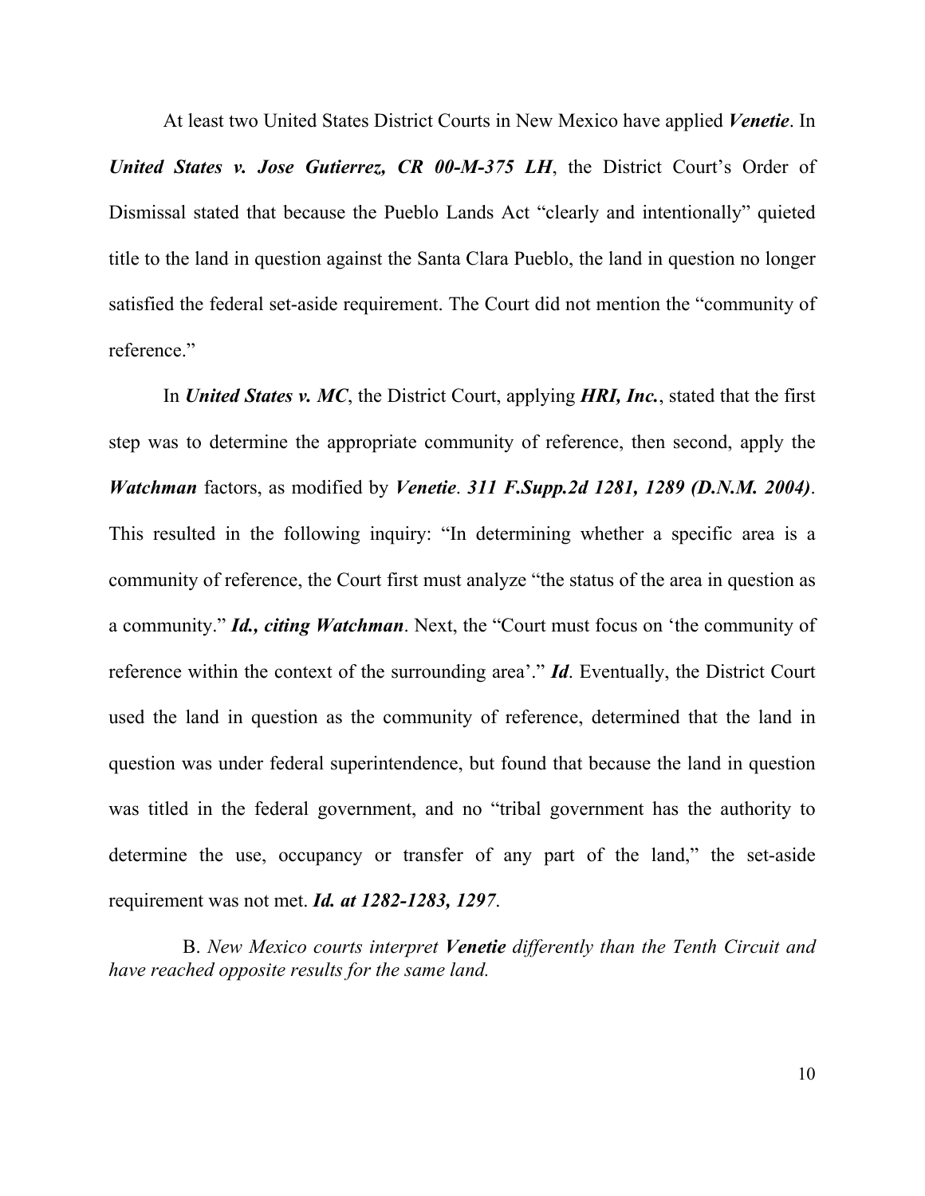At least two United States District Courts in New Mexico have applied ***Venetie***. In ***United States v. Jose Gutierrez, CR 00-M-375 LH***, the District Court's Order of Dismissal stated that because the Pueblo Lands Act "clearly and intentionally" quieted title to the land in question against the Santa Clara Pueblo, the land in question no longer satisfied the federal set-aside requirement. The Court did not mention the "community of reference."

In ***United States v. MC***, the District Court, applying ***HRI, Inc.***, stated that the first step was to determine the appropriate community of reference, then second, apply the ***Watchman*** factors, as modified by ***Venetie***. ***311 F.Supp.2d 1281, 1289 (D.N.M. 2004)***. This resulted in the following inquiry: "In determining whether a specific area is a community of reference, the Court first must analyze "the status of the area in question as a community." ***Id., citing Watchman***. Next, the "Court must focus on 'the community of reference within the context of the surrounding area'." ***Id***. Eventually, the District Court used the land in question as the community of reference, determined that the land in question was under federal superintendence, but found that because the land in question was titled in the federal government, and no "tribal government has the authority to determine the use, occupancy or transfer of any part of the land," the set-aside requirement was not met. ***Id. at 1282-1283, 1297***.

B. *New Mexico courts interpret **Venetie** differently than the Tenth Circuit and have reached opposite results for the same land.*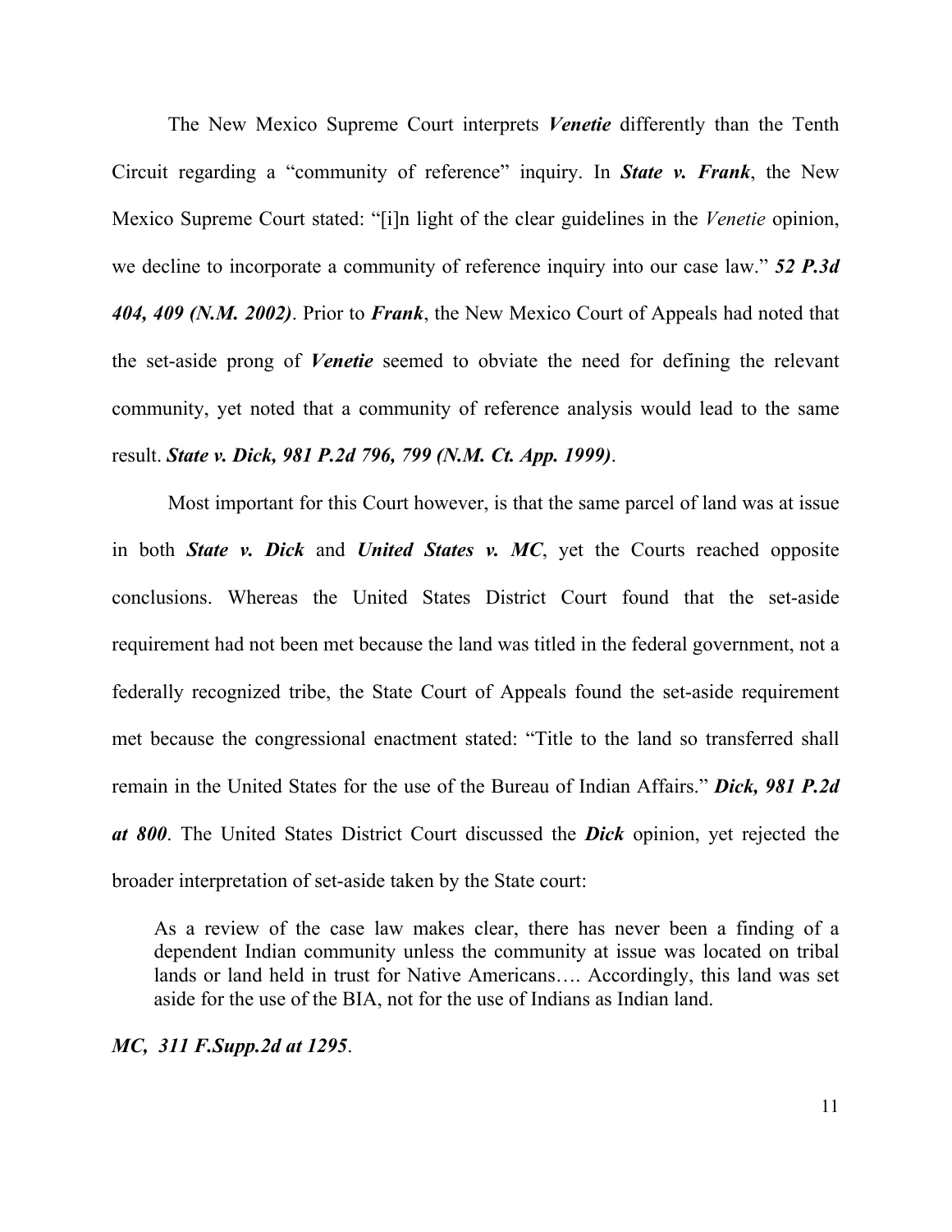The New Mexico Supreme Court interprets ***Venetie*** differently than the Tenth Circuit regarding a "community of reference" inquiry. In ***State v. Frank***, the New Mexico Supreme Court stated: "[i]n light of the clear guidelines in the *Venetie* opinion, we decline to incorporate a community of reference inquiry into our case law." ***52 P.3d 404, 409 (N.M. 2002)***. Prior to ***Frank***, the New Mexico Court of Appeals had noted that the set-aside prong of ***Venetie*** seemed to obviate the need for defining the relevant community, yet noted that a community of reference analysis would lead to the same result. ***State v. Dick, 981 P.2d 796, 799 (N.M. Ct. App. 1999)***.

Most important for this Court however, is that the same parcel of land was at issue in both ***State v. Dick*** and ***United States v. MC***, yet the Courts reached opposite conclusions. Whereas the United States District Court found that the set-aside requirement had not been met because the land was titled in the federal government, not a federally recognized tribe, the State Court of Appeals found the set-aside requirement met because the congressional enactment stated: "Title to the land so transferred shall remain in the United States for the use of the Bureau of Indian Affairs." ***Dick, 981 P.2d at 800***. The United States District Court discussed the ***Dick*** opinion, yet rejected the broader interpretation of set-aside taken by the State court:

> As a review of the case law makes clear, there has never been a finding of a dependent Indian community unless the community at issue was located on tribal lands or land held in trust for Native Americans…. Accordingly, this land was set aside for the use of the BIA, not for the use of Indians as Indian land.

***MC, 311 F.Supp.2d at 1295***.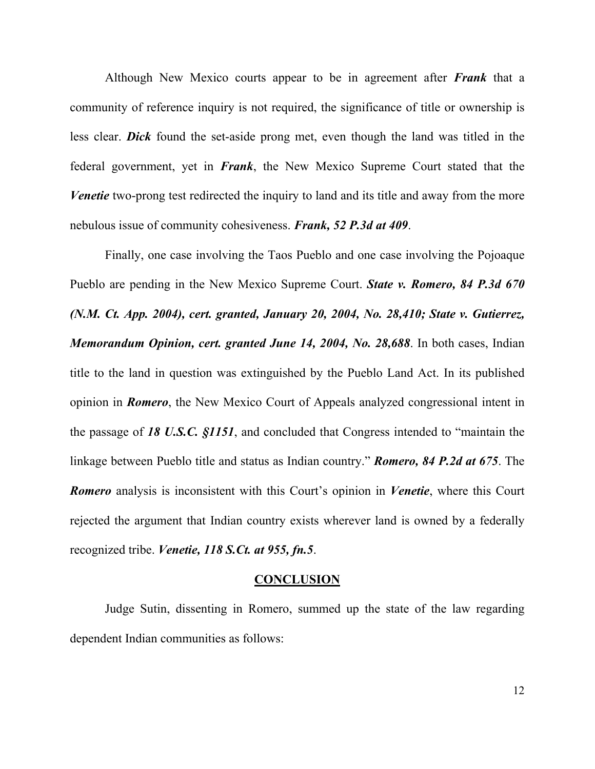Although New Mexico courts appear to be in agreement after ***Frank*** that a community of reference inquiry is not required, the significance of title or ownership is less clear. ***Dick*** found the set-aside prong met, even though the land was titled in the federal government, yet in ***Frank***, the New Mexico Supreme Court stated that the ***Venetie*** two-prong test redirected the inquiry to land and its title and away from the more nebulous issue of community cohesiveness. ***Frank, 52 P.3d at 409***.

Finally, one case involving the Taos Pueblo and one case involving the Pojoaque Pueblo are pending in the New Mexico Supreme Court. ***State v. Romero, 84 P.3d 670 (N.M. Ct. App. 2004), cert. granted, January 20, 2004, No. 28,410; State v. Gutierrez, Memorandum Opinion, cert. granted June 14, 2004, No. 28,688***. In both cases, Indian title to the land in question was extinguished by the Pueblo Land Act. In its published opinion in ***Romero***, the New Mexico Court of Appeals analyzed congressional intent in the passage of ***18 U.S.C. §1151***, and concluded that Congress intended to "maintain the linkage between Pueblo title and status as Indian country." ***Romero, 84 P.2d at 675***. The ***Romero*** analysis is inconsistent with this Court's opinion in ***Venetie***, where this Court rejected the argument that Indian country exists wherever land is owned by a federally recognized tribe. ***Venetie, 118 S.Ct. at 955, fn.5***.

## CONCLUSION

Judge Sutin, dissenting in Romero, summed up the state of the law regarding dependent Indian communities as follows: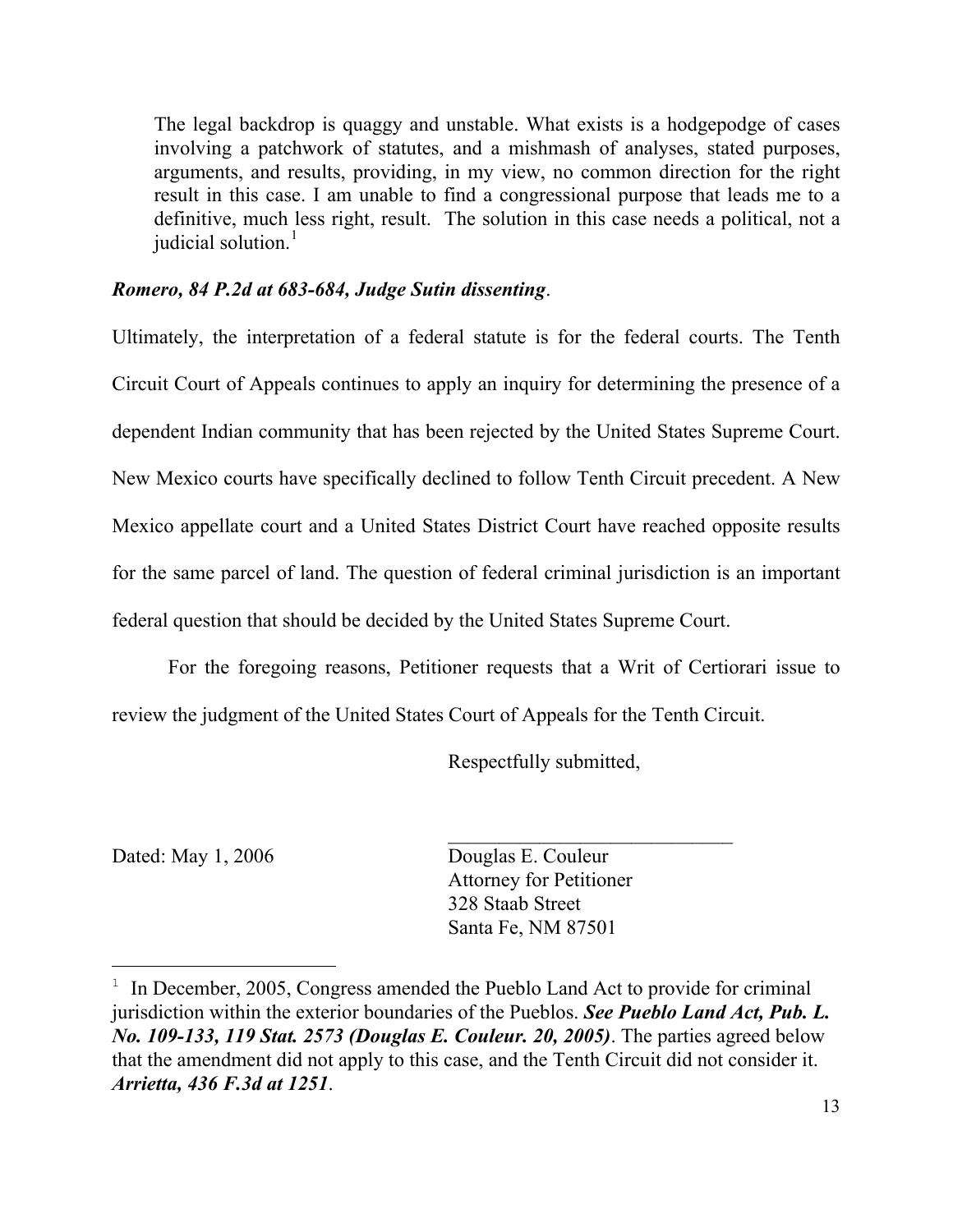> The legal backdrop is quaggy and unstable. What exists is a hodgepodge of cases involving a patchwork of statutes, and a mishmash of analyses, stated purposes, arguments, and results, providing, in my view, no common direction for the right result in this case. I am unable to find a congressional purpose that leads me to a definitive, much less right, result. The solution in this case needs a political, not a judicial solution.[1]

***Romero, 84 P.2d at 683-684, Judge Sutin dissenting***.

Ultimately, the interpretation of a federal statute is for the federal courts. The Tenth Circuit Court of Appeals continues to apply an inquiry for determining the presence of a dependent Indian community that has been rejected by the United States Supreme Court. New Mexico courts have specifically declined to follow Tenth Circuit precedent. A New Mexico appellate court and a United States District Court have reached opposite results for the same parcel of land. The question of federal criminal jurisdiction is an important federal question that should be decided by the United States Supreme Court.

For the foregoing reasons, Petitioner requests that a Writ of Certiorari issue to review the judgment of the United States Court of Appeals for the Tenth Circuit.

Respectfully submitted,

Dated: May 1, 2006

\_\_\_\_\_\_\_\_\_\_\_\_\_\_\_\_\_\_\_\_\_\_\_\_\_\_\_\_\_\_
Douglas E. Couleur
Attorney for Petitioner
328 Staab Street
Santa Fe, NM 87501

---

[1] In December, 2005, Congress amended the Pueblo Land Act to provide for criminal jurisdiction within the exterior boundaries of the Pueblos. ***See Pueblo Land Act, Pub. L. No. 109-133, 119 Stat. 2573 (Douglas E. Couleur. 20, 2005)***. The parties agreed below that the amendment did not apply to this case, and the Tenth Circuit did not consider it. ***Arrietta, 436 F.3d at 1251***.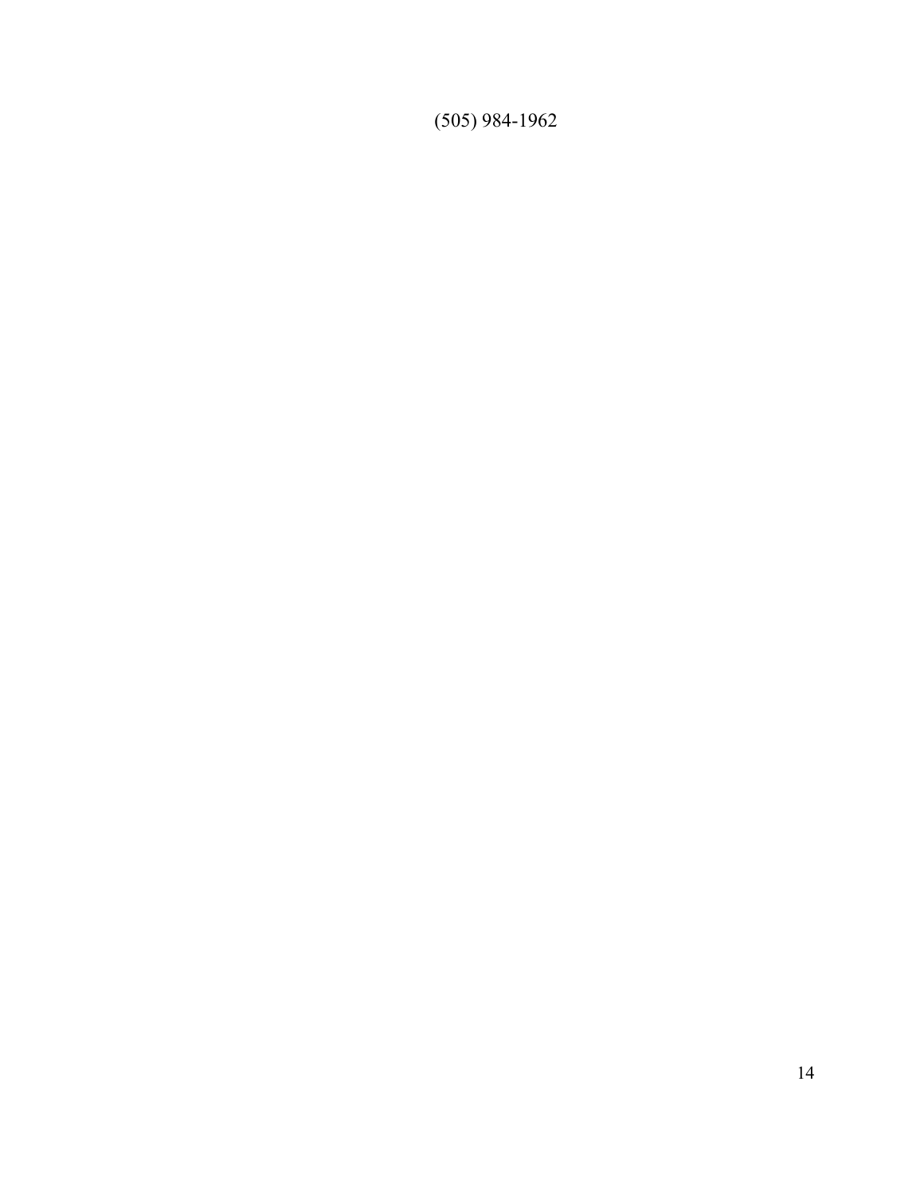(505) 984-1962